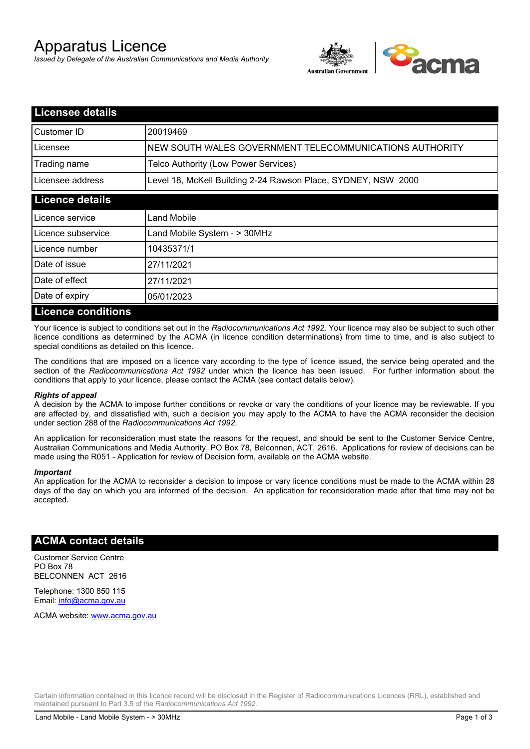# Apparatus Licence

*Issued by Delegate of the Australian Communications and Media Authority*

## Licensee details

| | |
|---|---|
| Customer ID | 20019469 |
| Licensee | NEW SOUTH WALES GOVERNMENT TELECOMMUNICATIONS AUTHORITY |
| Trading name | Telco Authority (Low Power Services) |
| Licensee address | Level 18, McKell Building 2-24 Rawson Place, SYDNEY, NSW 2000 |

## Licence details

| | |
|---|---|
| Licence service | Land Mobile |
| Licence subservice | Land Mobile System - > 30MHz |
| Licence number | 10435371/1 |
| Date of issue | 27/11/2021 |
| Date of effect | 27/11/2021 |
| Date of expiry | 05/01/2023 |

## Licence conditions

Your licence is subject to conditions set out in the *Radiocommunications Act 1992*. Your licence may also be subject to such other licence conditions as determined by the ACMA (in licence condition determinations) from time to time, and is also subject to special conditions as detailed on this licence.

The conditions that are imposed on a licence vary according to the type of licence issued, the service being operated and the section of the *Radiocommunications Act 1992* under which the licence has been issued. For further information about the conditions that apply to your licence, please contact the ACMA (see contact details below).

***Rights of appeal***

A decision by the ACMA to impose further conditions or revoke or vary the conditions of your licence may be reviewable. If you are affected by, and dissatisfied with, such a decision you may apply to the ACMA to have the ACMA reconsider the decision under section 288 of the *Radiocommunications Act 1992*.

An application for reconsideration must state the reasons for the request, and should be sent to the Customer Service Centre, Australian Communications and Media Authority, PO Box 78, Belconnen, ACT, 2616. Applications for review of decisions can be made using the R051 - Application for review of Decision form, available on the ACMA website.

***Important***

An application for the ACMA to reconsider a decision to impose or vary licence conditions must be made to the ACMA within 28 days of the day on which you are informed of the decision. An application for reconsideration made after that time may not be accepted.

## ACMA contact details

Customer Service Centre
PO Box 78
BELCONNEN ACT 2616

Telephone: 1300 850 115
Email: info@acma.gov.au

ACMA website: www.acma.gov.au

Certain information contained in this licence record will be disclosed in the Register of Radiocommunications Licences (RRL), established and maintained pursuant to Part 3.5 of the *Radiocommunications Act 1992.*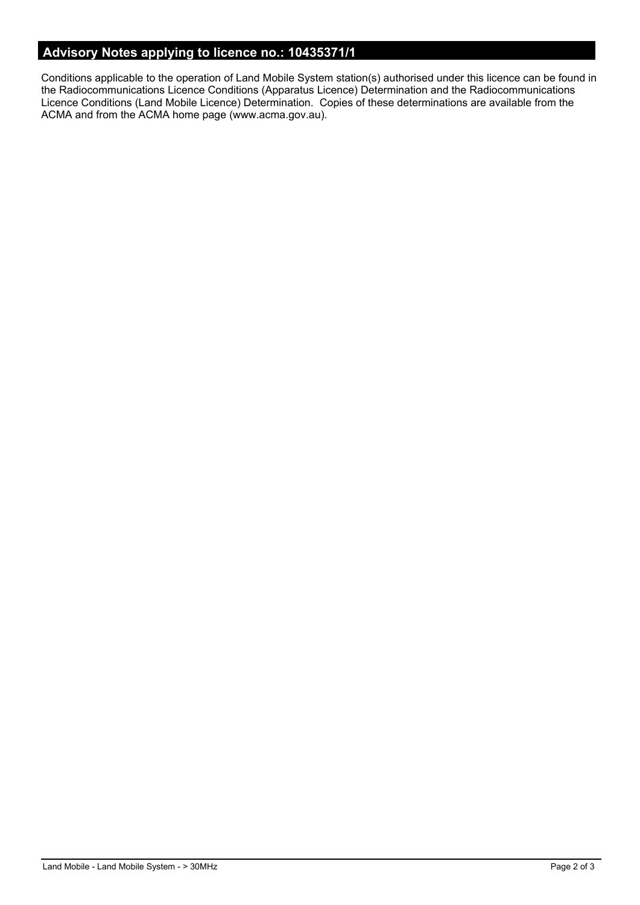## Advisory Notes applying to licence no.: 10435371/1

Conditions applicable to the operation of Land Mobile System station(s) authorised under this licence can be found in the Radiocommunications Licence Conditions (Apparatus Licence) Determination and the Radiocommunications Licence Conditions (Land Mobile Licence) Determination. Copies of these determinations are available from the ACMA and from the ACMA home page (www.acma.gov.au).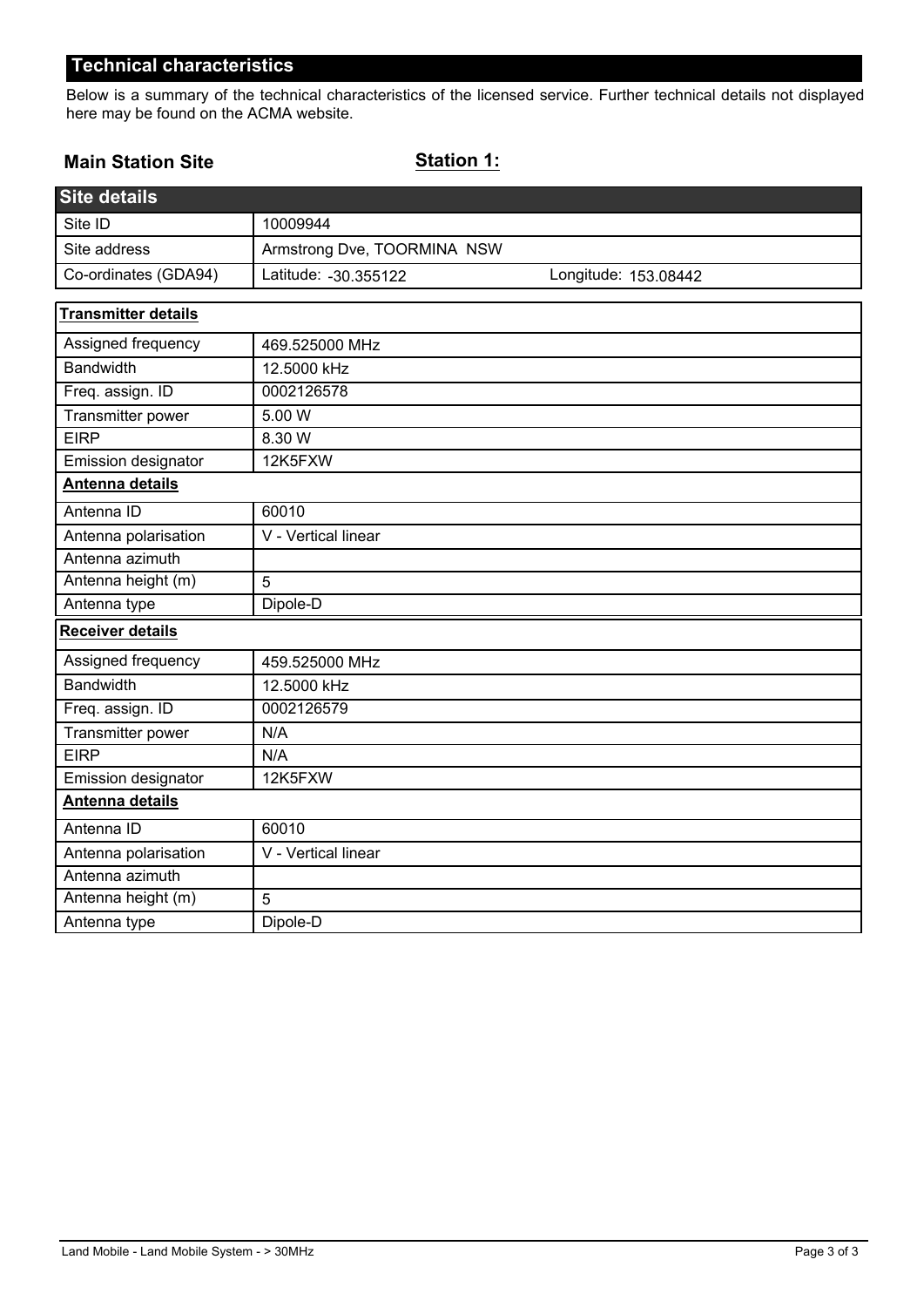## Technical characteristics

Below is a summary of the technical characteristics of the licensed service. Further technical details not displayed here may be found on the ACMA website.

**Main Station Site** **Station 1:**

| Site details | |
|---|---|
| Site ID | 10009944 |
| Site address | Armstrong Dve, TOORMINA NSW |
| Co-ordinates (GDA94) | Latitude: -30.355122 Longitude: 153.08442 |

| **Transmitter details** | |
|---|---|
| Assigned frequency | 469.525000 MHz |
| Bandwidth | 12.5000 kHz |
| Freq. assign. ID | 0002126578 |
| Transmitter power | 5.00 W |
| EIRP | 8.30 W |
| Emission designator | 12K5FXW |
| **Antenna details** | |
| Antenna ID | 60010 |
| Antenna polarisation | V - Vertical linear |
| Antenna azimuth | |
| Antenna height (m) | 5 |
| Antenna type | Dipole-D |

| **Receiver details** | |
|---|---|
| Assigned frequency | 459.525000 MHz |
| Bandwidth | 12.5000 kHz |
| Freq. assign. ID | 0002126579 |
| Transmitter power | N/A |
| EIRP | N/A |
| Emission designator | 12K5FXW |
| **Antenna details** | |
| Antenna ID | 60010 |
| Antenna polarisation | V - Vertical linear |
| Antenna azimuth | |
| Antenna height (m) | 5 |
| Antenna type | Dipole-D |